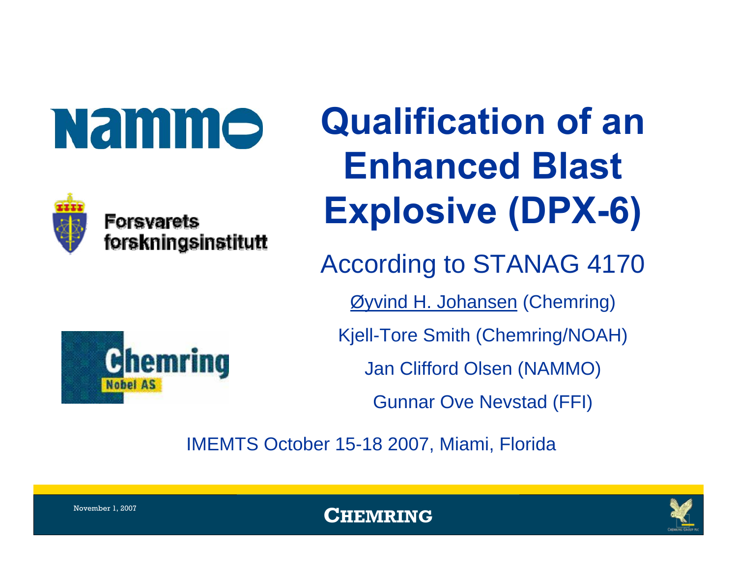Nammo

Forsvarets forskningsinstitutt

Chemring Nobel AS

# Qualification of an Enhanced Blast Explosive (DPX-6)

## According to STANAG 4170

Øyvind H. Johansen (Chemring)

Kjell-Tore Smith (Chemring/NOAH)

Jan Clifford Olsen (NAMMO)

Gunnar Ove Nevstad (FFI)

IMEMTS October 15-18 2007, Miami, Florida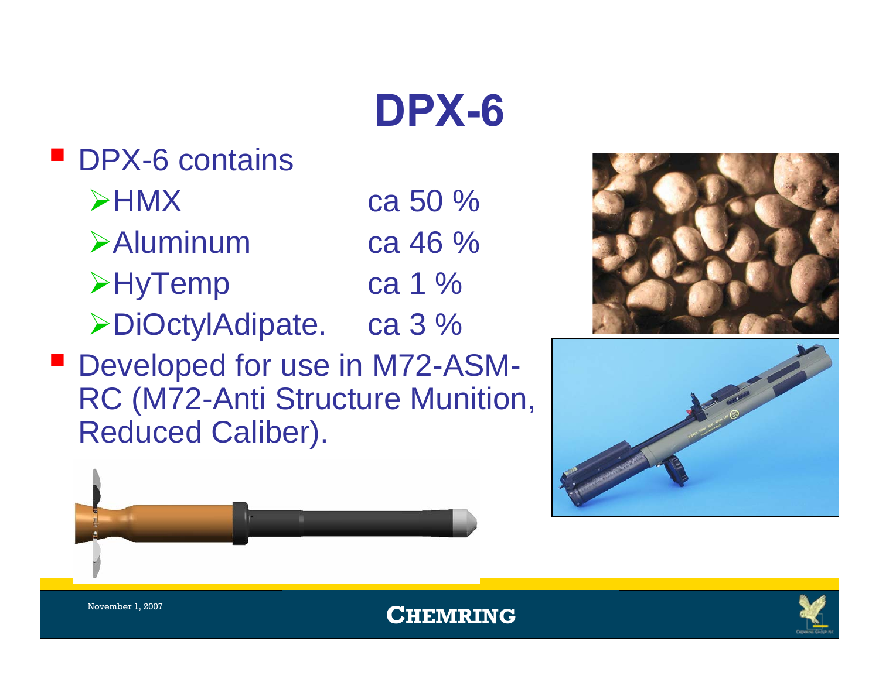# DPX-6

- DPX-6 contains
  - HMX ca 50 %
  - Aluminum ca 46 %
  - HyTemp ca 1 %
  - DiOctylAdipate. ca 3 %
- Developed for use in M72-ASM-RC (M72-Anti Structure Munition, Reduced Caliber).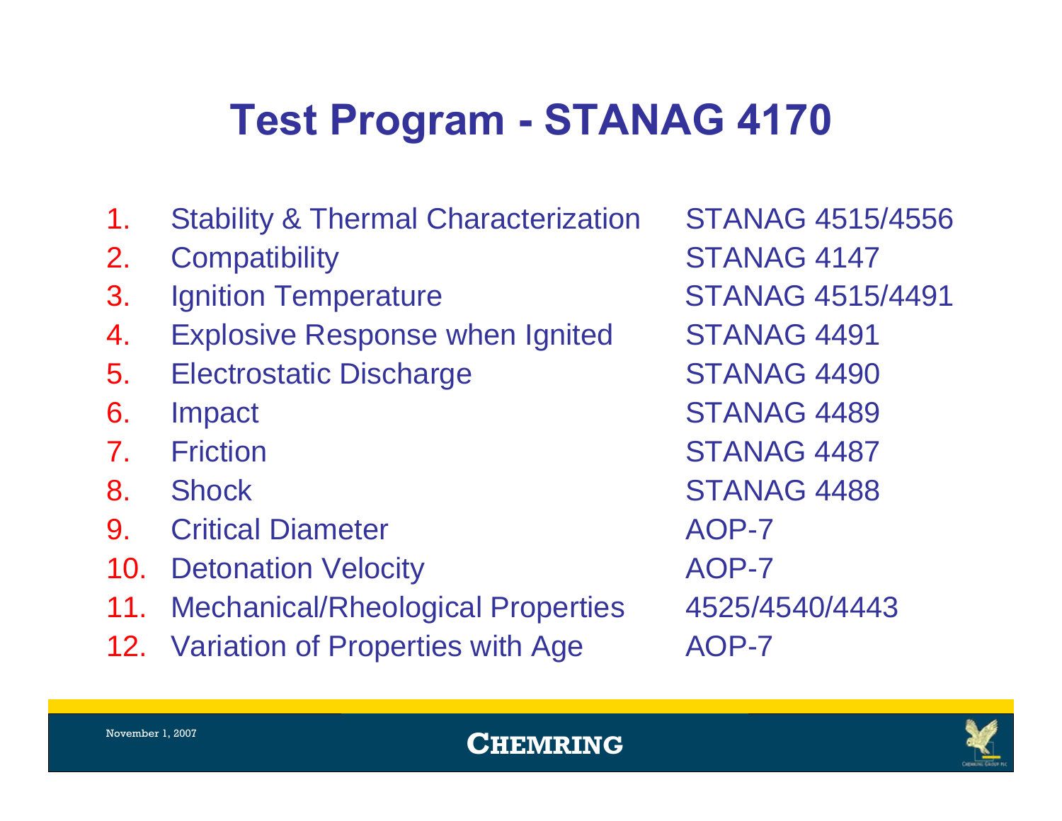# Test Program - STANAG 4170

1. Stability & Thermal Characterization — STANAG 4515/4556
2. Compatibility — STANAG 4147
3. Ignition Temperature — STANAG 4515/4491
4. Explosive Response when Ignited — STANAG 4491
5. Electrostatic Discharge — STANAG 4490
6. Impact — STANAG 4489
7. Friction — STANAG 4487
8. Shock — STANAG 4488
9. Critical Diameter — AOP-7
10. Detonation Velocity — AOP-7
11. Mechanical/Rheological Properties — 4525/4540/4443
12. Variation of Properties with Age — AOP-7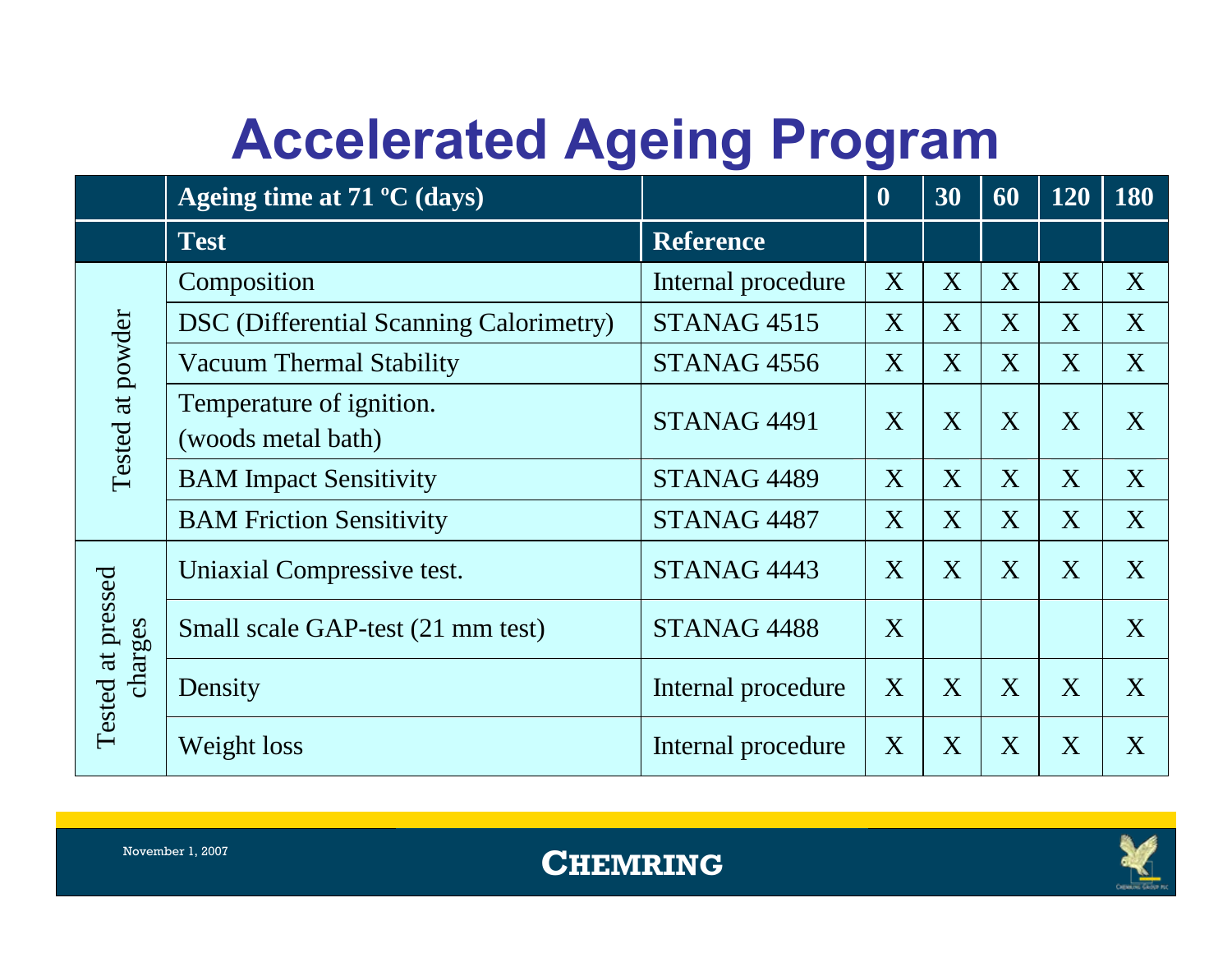# Accelerated Ageing Program

| | Ageing time at 71 ºC (days) | | 0 | 30 | 60 | 120 | 180 |
|---|---|---|---|---|---|---|---|
| | **Test** | **Reference** | | | | | |
| Tested at powder | Composition | Internal procedure | X | X | X | X | X |
| | DSC (Differential Scanning Calorimetry) | STANAG 4515 | X | X | X | X | X |
| | Vacuum Thermal Stability | STANAG 4556 | X | X | X | X | X |
| | Temperature of ignition. (woods metal bath) | STANAG 4491 | X | X | X | X | X |
| | BAM Impact Sensitivity | STANAG 4489 | X | X | X | X | X |
| | BAM Friction Sensitivity | STANAG 4487 | X | X | X | X | X |
| Tested at pressed charges | Uniaxial Compressive test. | STANAG 4443 | X | X | X | X | X |
| | Small scale GAP-test (21 mm test) | STANAG 4488 | X | | | | X |
| | Density | Internal procedure | X | X | X | X | X |
| | Weight loss | Internal procedure | X | X | X | X | X |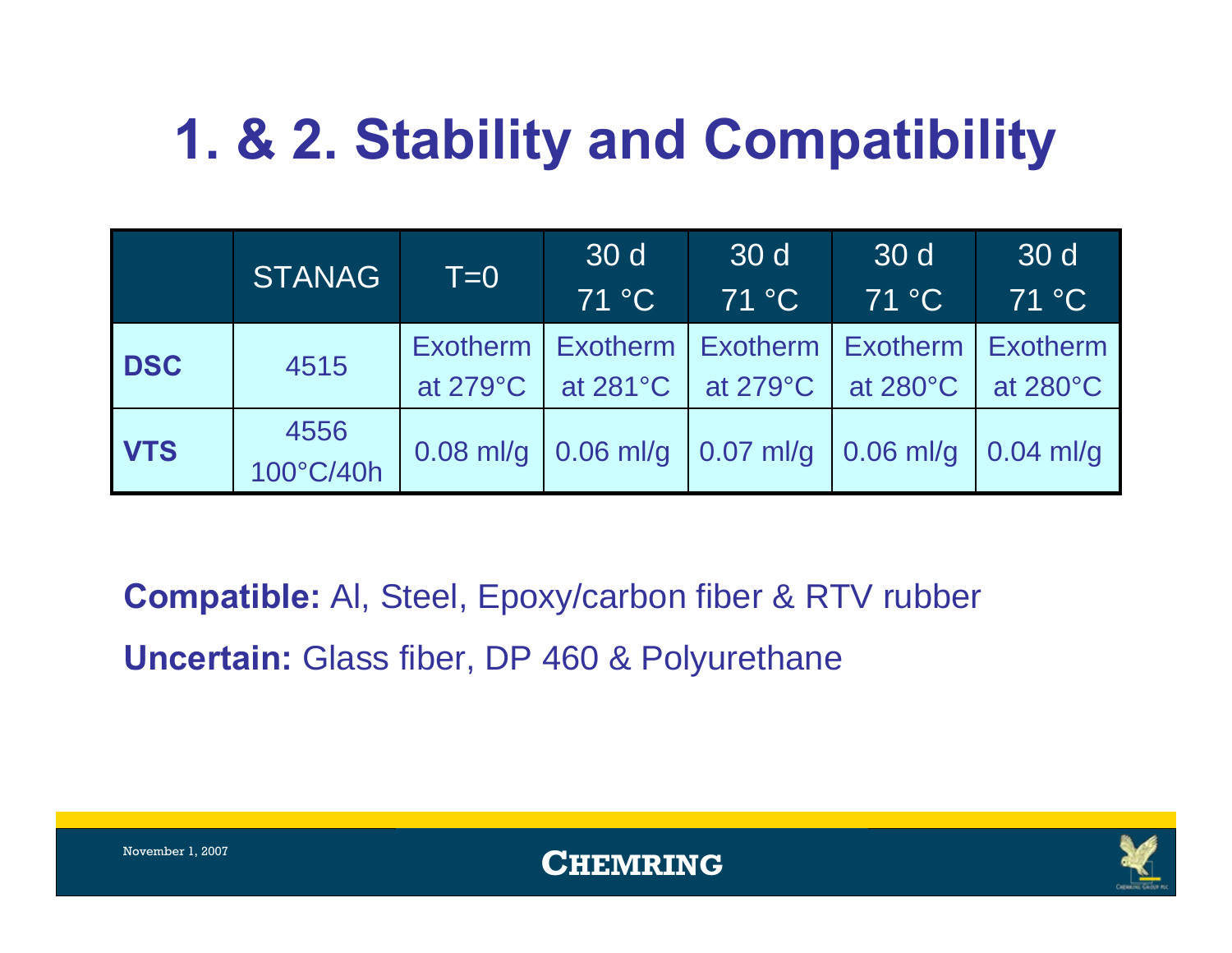# 1. & 2. Stability and Compatibility

| | STANAG | T=0 | 30 d 71 °C | 30 d 71 °C | 30 d 71 °C | 30 d 71 °C |
|---|---|---|---|---|---|---|
| **DSC** | 4515 | Exotherm at 279°C | Exotherm at 281°C | Exotherm at 279°C | Exotherm at 280°C | Exotherm at 280°C |
| **VTS** | 4556 100°C/40h | 0.08 ml/g | 0.06 ml/g | 0.07 ml/g | 0.06 ml/g | 0.04 ml/g |

**Compatible:** Al, Steel, Epoxy/carbon fiber & RTV rubber

**Uncertain:** Glass fiber, DP 460 & Polyurethane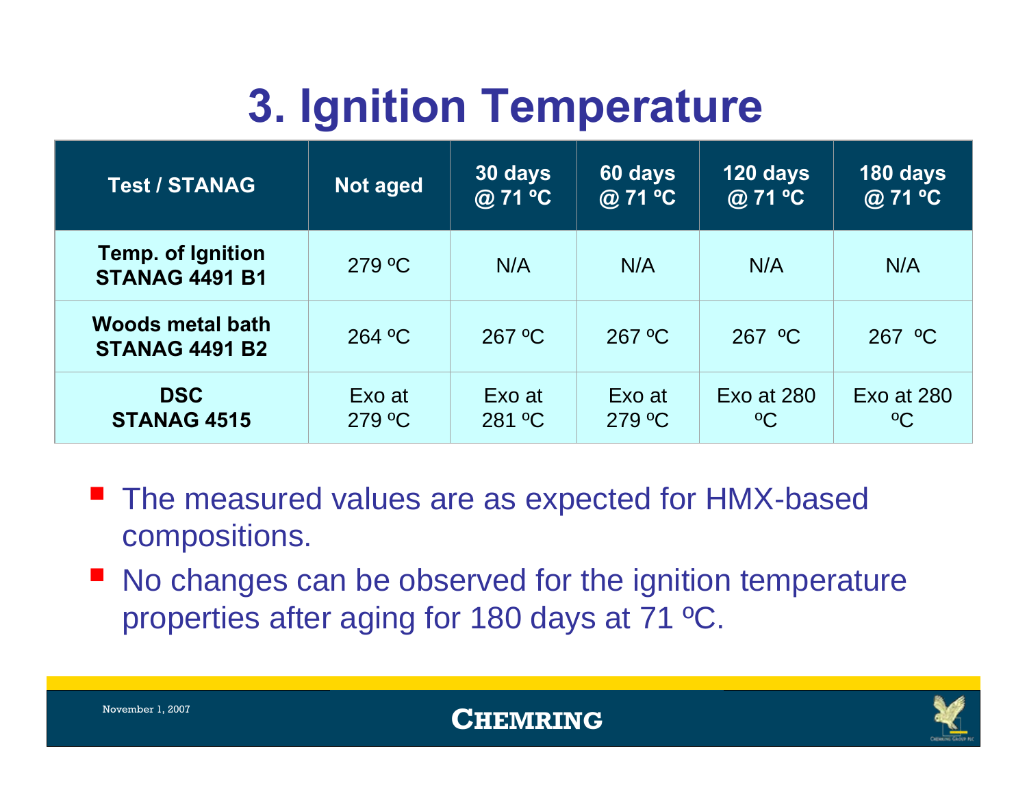# 3. Ignition Temperature

| Test / STANAG | Not aged | 30 days @ 71 ºC | 60 days @ 71 ºC | 120 days @ 71 ºC | 180 days @ 71 ºC |
|---|---|---|---|---|---|
| **Temp. of Ignition STANAG 4491 B1** | 279 ºC | N/A | N/A | N/A | N/A |
| **Woods metal bath STANAG 4491 B2** | 264 ºC | 267 ºC | 267 ºC | 267 ºC | 267 ºC |
| **DSC STANAG 4515** | Exo at 279 ºC | Exo at 281 ºC | Exo at 279 ºC | Exo at 280 ºC | Exo at 280 ºC |

- The measured values are as expected for HMX-based compositions.
- No changes can be observed for the ignition temperature properties after aging for 180 days at 71 ºC.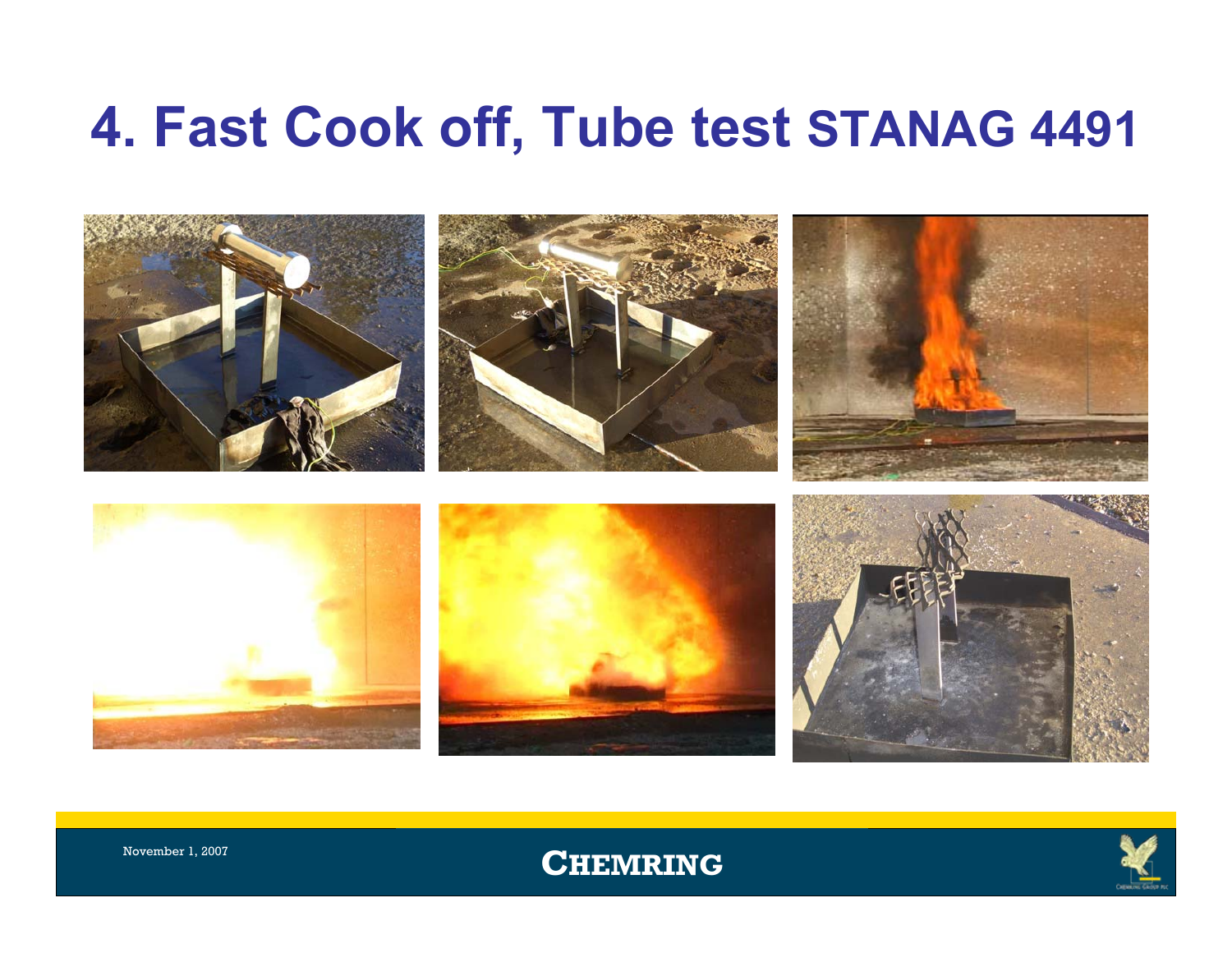# 4. Fast Cook off, Tube test STANAG 4491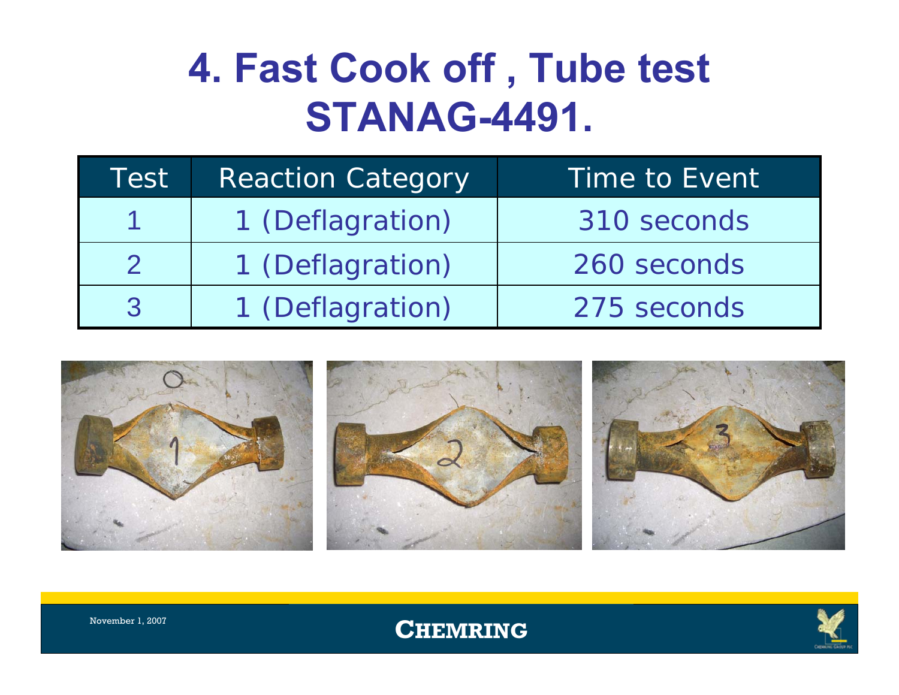# 4. Fast Cook off , Tube test STANAG-4491.

| Test | Reaction Category | Time to Event |
|---|---|---|
| 1 | 1 (Deflagration) | 310 seconds |
| 2 | 1 (Deflagration) | 260 seconds |
| 3 | 1 (Deflagration) | 275 seconds |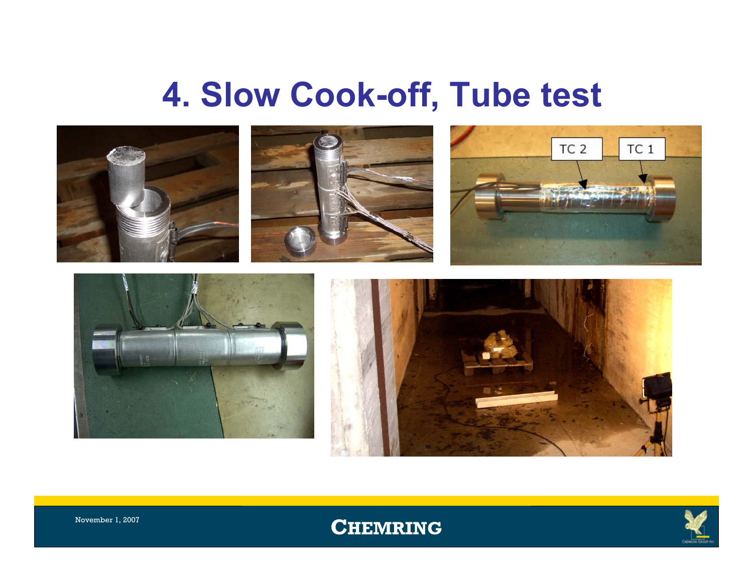# 4. Slow Cook-off, Tube test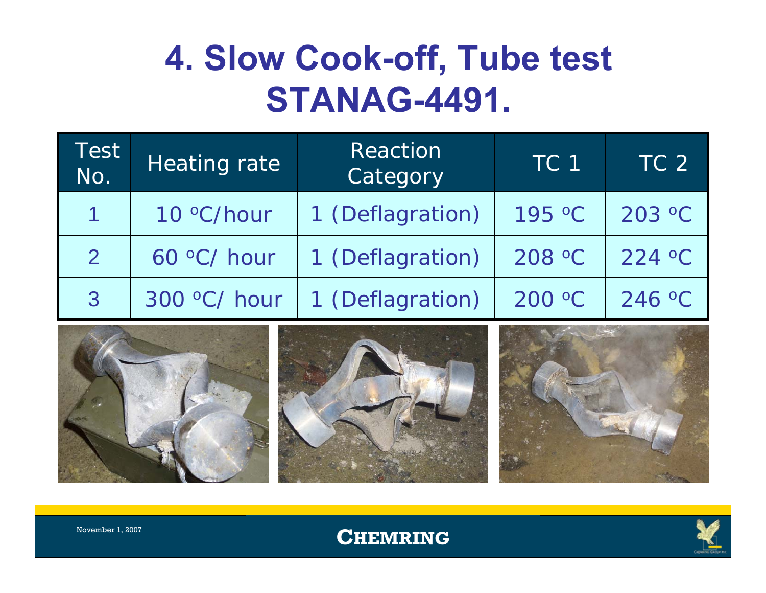# 4. Slow Cook-off, Tube test STANAG-4491.

| Test No. | Heating rate | Reaction Category | TC 1 | TC 2 |
|---|---|---|---|---|
| 1 | 10 °C/hour | 1 (Deflagration) | 195 °C | 203 °C |
| 2 | 60 °C/ hour | 1 (Deflagration) | 208 °C | 224 °C |
| 3 | 300 °C/ hour | 1 (Deflagration) | 200 °C | 246 °C |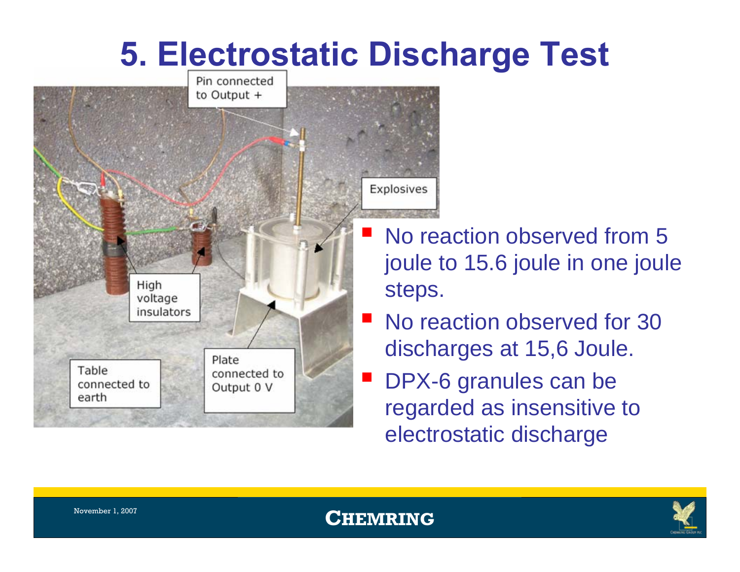# 5. Electrostatic Discharge Test

Pin connected to Output +

Explosives

High voltage insulators

Table connected to earth

Plate connected to Output 0 V

- No reaction observed from 5 joule to 15.6 joule in one joule steps.
- No reaction observed for 30 discharges at 15,6 Joule.
- DPX-6 granules can be regarded as insensitive to electrostatic discharge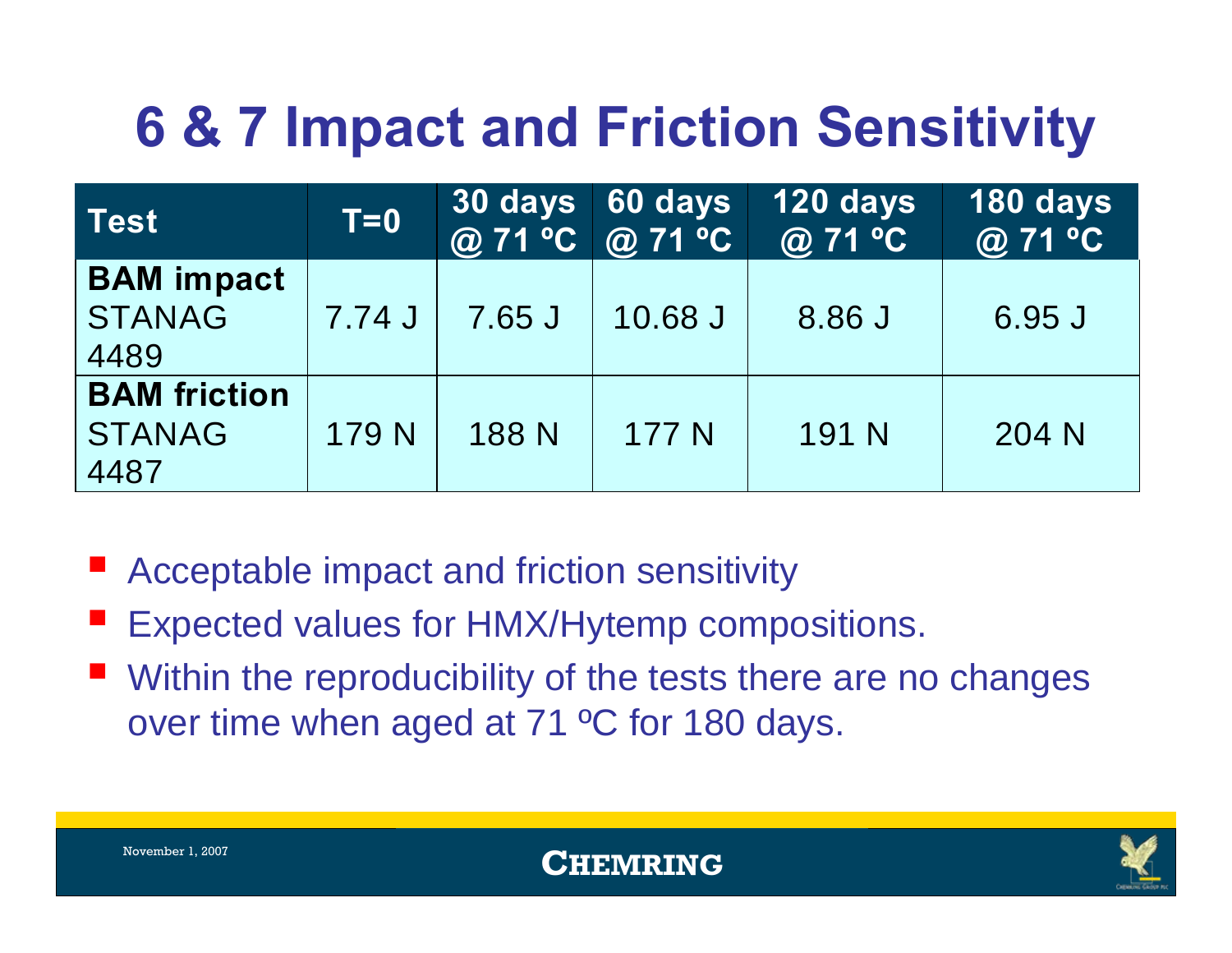# 6 & 7 Impact and Friction Sensitivity

| Test | T=0 | 30 days @ 71 ºC | 60 days @ 71 ºC | 120 days @ 71 ºC | 180 days @ 71 ºC |
|---|---|---|---|---|---|
| **BAM impact** STANAG 4489 | 7.74 J | 7.65 J | 10.68 J | 8.86 J | 6.95 J |
| **BAM friction** STANAG 4487 | 179 N | 188 N | 177 N | 191 N | 204 N |

- Acceptable impact and friction sensitivity
- Expected values for HMX/Hytemp compositions.
- Within the reproducibility of the tests there are no changes over time when aged at 71 ºC for 180 days.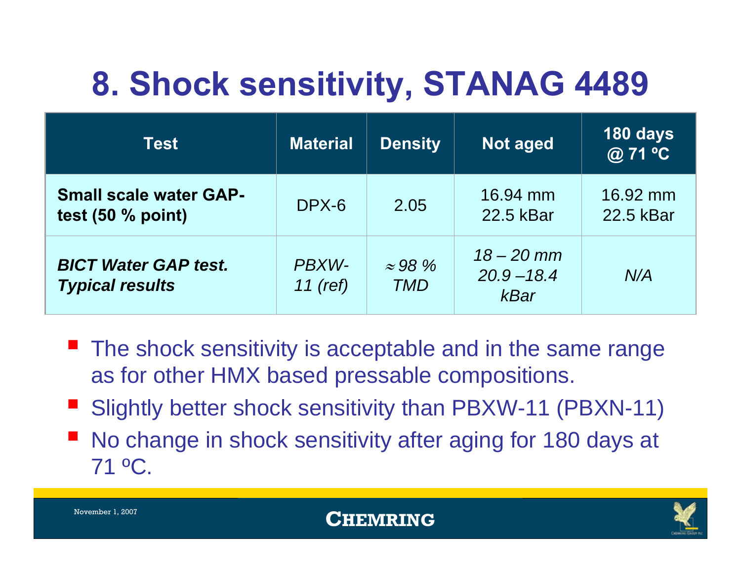# 8. Shock sensitivity, STANAG 4489

| Test | Material | Density | Not aged | 180 days @ 71 ºC |
|---|---|---|---|---|
| **Small scale water GAP-test (50 % point)** | DPX-6 | 2.05 | 16.94 mm 22.5 kBar | 16.92 mm 22.5 kBar |
| ***BICT Water GAP test. Typical results*** | *PBXW-11 (ref)* | *≈ 98 % TMD* | *18 – 20 mm 20.9 –18.4 kBar* | *N/A* |

- The shock sensitivity is acceptable and in the same range as for other HMX based pressable compositions.
- Slightly better shock sensitivity than PBXW-11 (PBXN-11)
- No change in shock sensitivity after aging for 180 days at 71 ºC.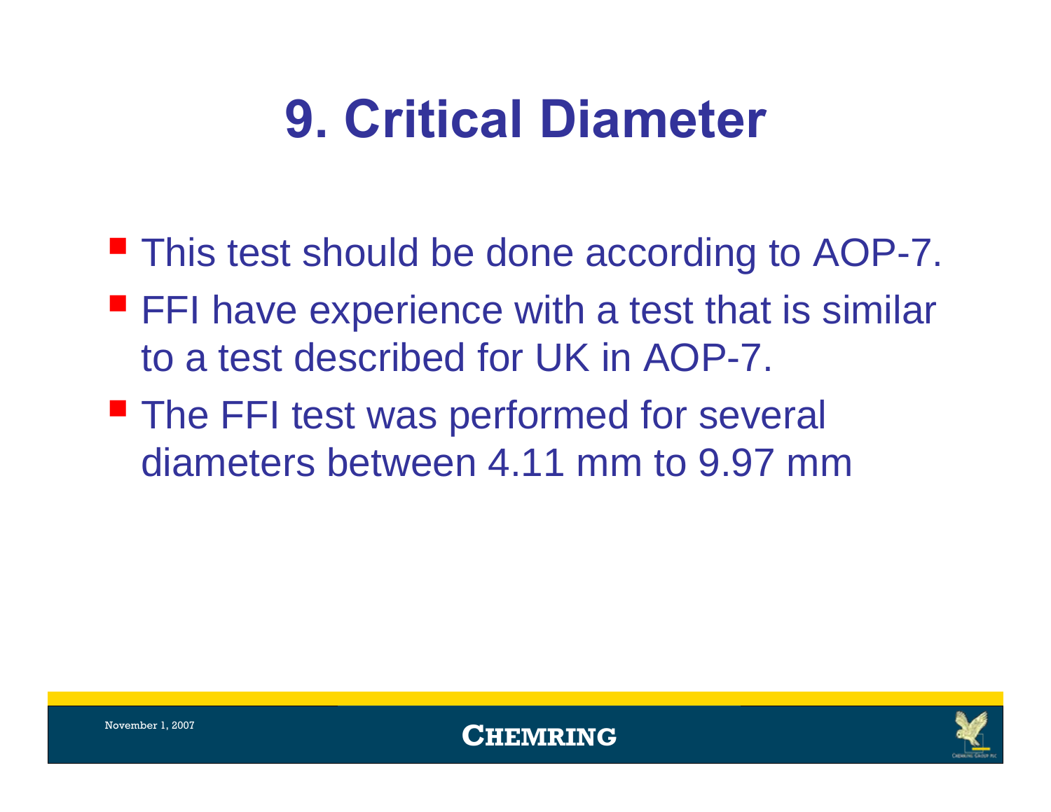# 9. Critical Diameter

- This test should be done according to AOP-7.
- FFI have experience with a test that is similar to a test described for UK in AOP-7.
- The FFI test was performed for several diameters between 4.11 mm to 9.97 mm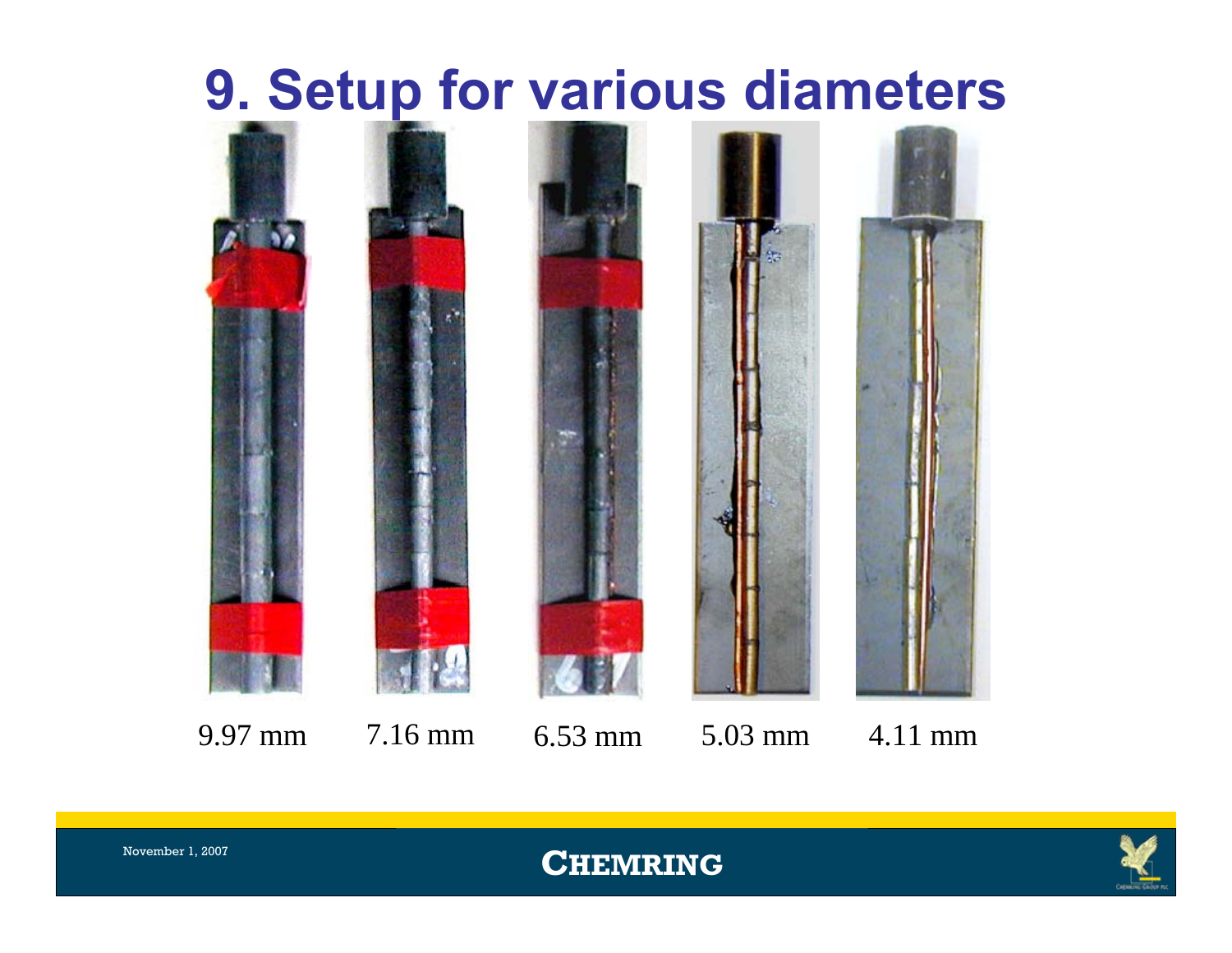# 9. Setup for various diameters

9.97 mm 7.16 mm 6.53 mm 5.03 mm 4.11 mm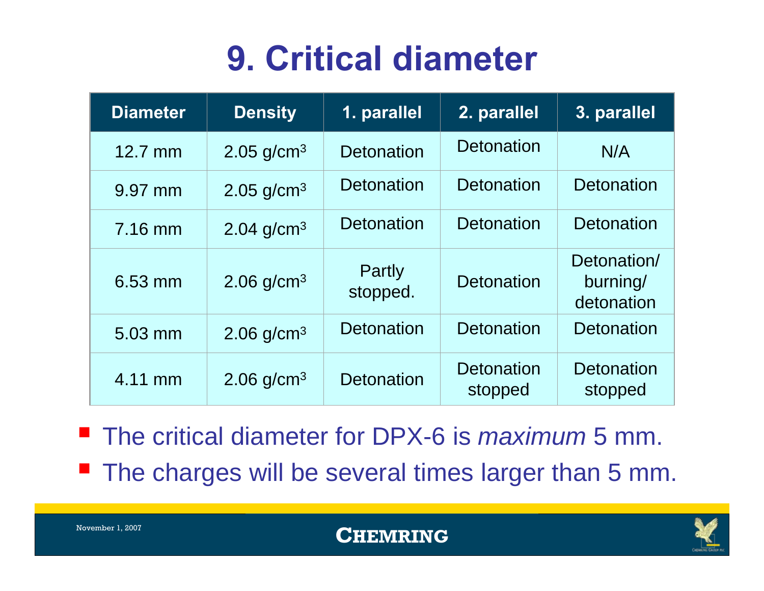# 9. Critical diameter

| Diameter | Density | 1. parallel | 2. parallel | 3. parallel |
|---|---|---|---|---|
| 12.7 mm | 2.05 g/cm$^3$ | Detonation | Detonation | N/A |
| 9.97 mm | 2.05 g/cm$^3$ | Detonation | Detonation | Detonation |
| 7.16 mm | 2.04 g/cm$^3$ | Detonation | Detonation | Detonation |
| 6.53 mm | 2.06 g/cm$^3$ | Partly stopped. | Detonation | Detonation/ burning/ detonation |
| 5.03 mm | 2.06 g/cm$^3$ | Detonation | Detonation | Detonation |
| 4.11 mm | 2.06 g/cm$^3$ | Detonation | Detonation stopped | Detonation stopped |

- The critical diameter for DPX-6 is *maximum* 5 mm.
- The charges will be several times larger than 5 mm.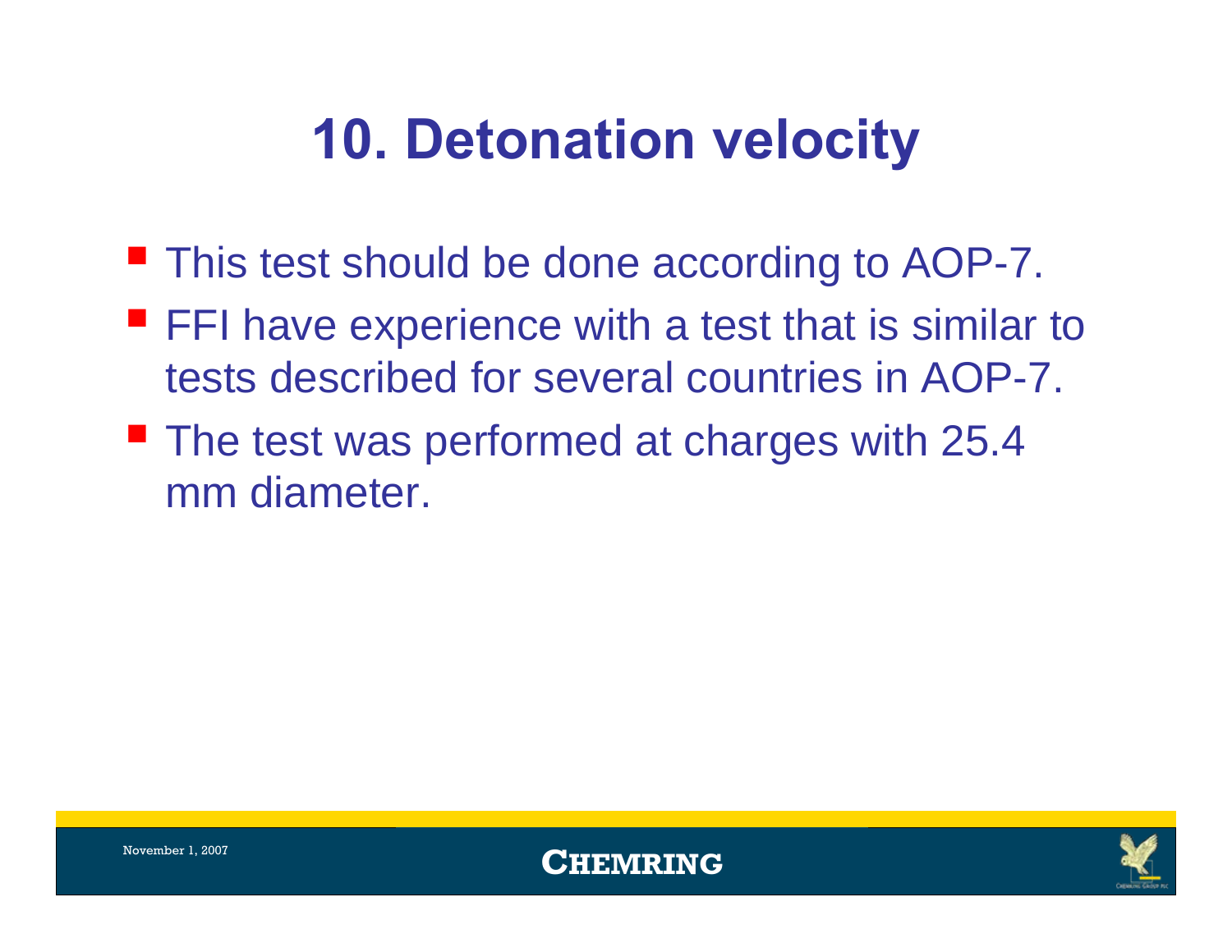# 10. Detonation velocity

- This test should be done according to AOP-7.
- FFI have experience with a test that is similar to tests described for several countries in AOP-7.
- The test was performed at charges with 25.4 mm diameter.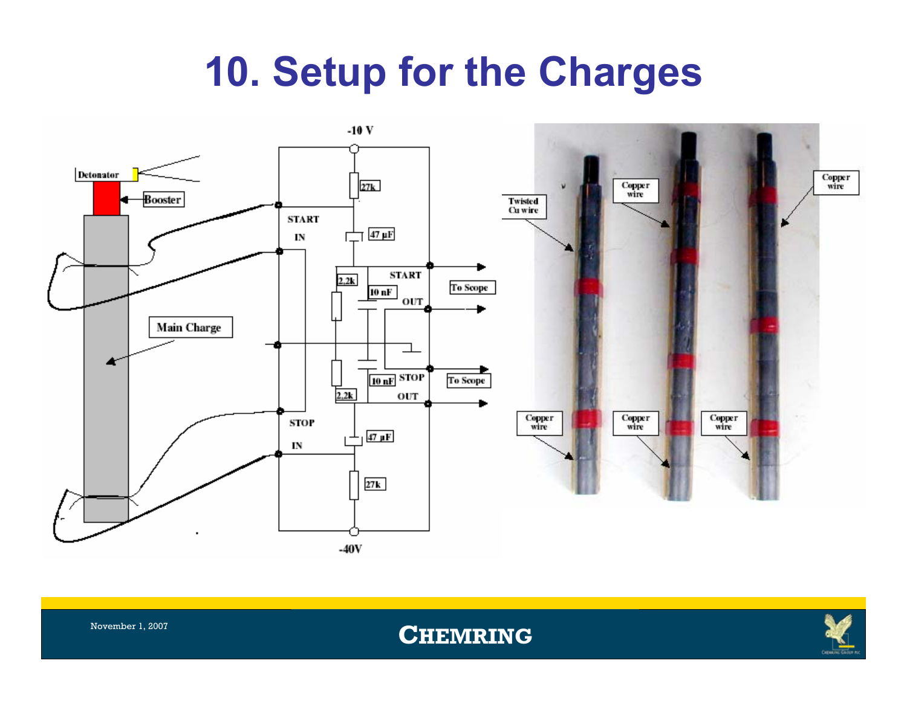# 10. Setup for the Charges

Detonator

Booster

Main Charge

-10 V

27k

START

IN

47 µF

2,2k

10 nF

START

OUT

To Scope

10 nF

2,2k

STOP

OUT

To Scope

STOP

IN

47 µF

27k

-40V

Twisted Cu wire

Copper wire

Copper wire

Copper wire

Copper wire

Copper wire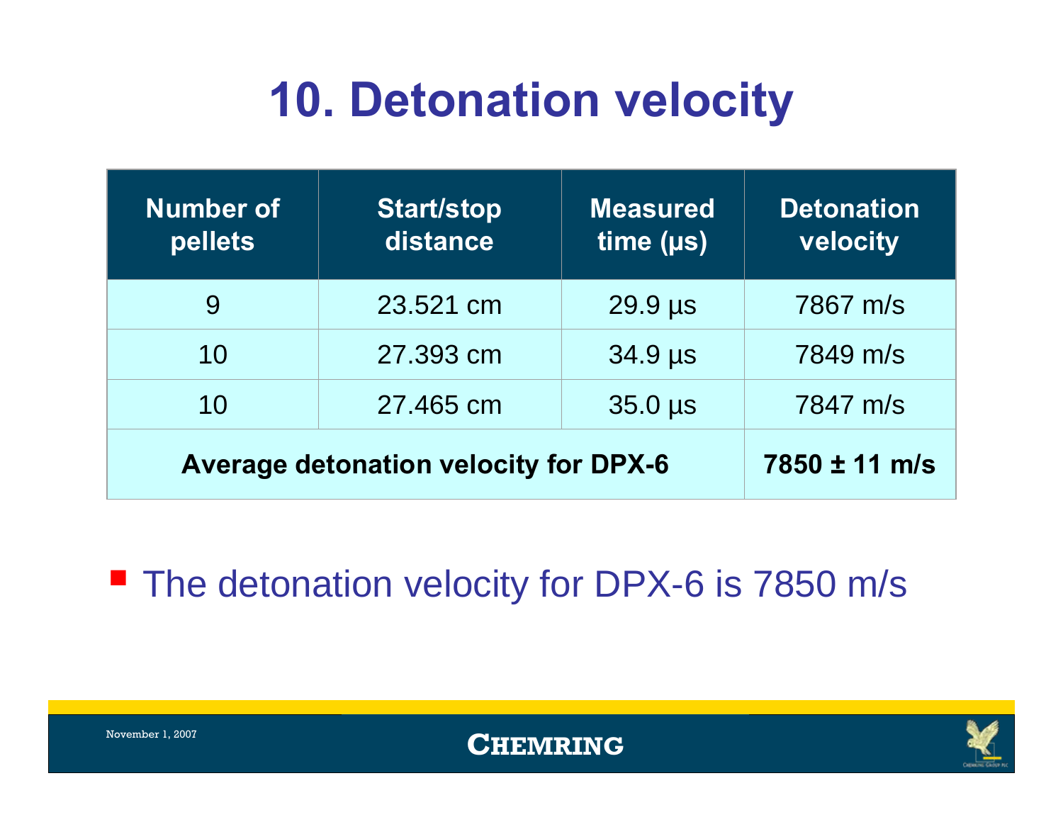# 10. Detonation velocity

| Number of pellets | Start/stop distance | Measured time (µs) | Detonation velocity |
|---|---|---|---|
| 9 | 23.521 cm | 29.9 µs | 7867 m/s |
| 10 | 27.393 cm | 34.9 µs | 7849 m/s |
| 10 | 27.465 cm | 35.0 µs | 7847 m/s |
| **Average detonation velocity for DPX-6** | | | **7850 ± 11 m/s** |

- The detonation velocity for DPX-6 is 7850 m/s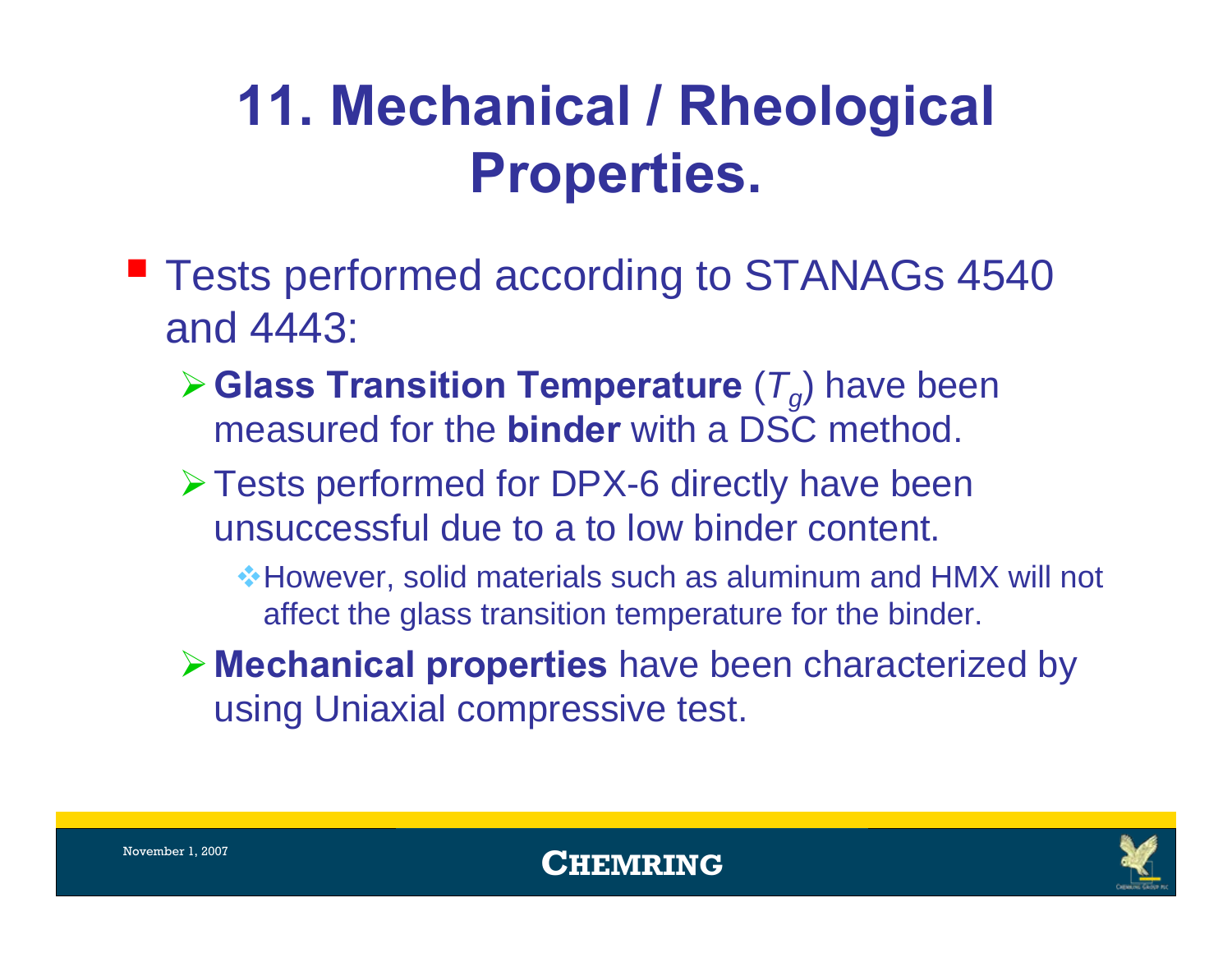# 11. Mechanical / Rheological Properties.

- Tests performed according to STANAGs 4540 and 4443:
  - **Glass Transition Temperature** ($T_g$) have been measured for the **binder** with a DSC method.
  - Tests performed for DPX-6 directly have been unsuccessful due to a to low binder content.
    - However, solid materials such as aluminum and HMX will not affect the glass transition temperature for the binder.
  - **Mechanical properties** have been characterized by using Uniaxial compressive test.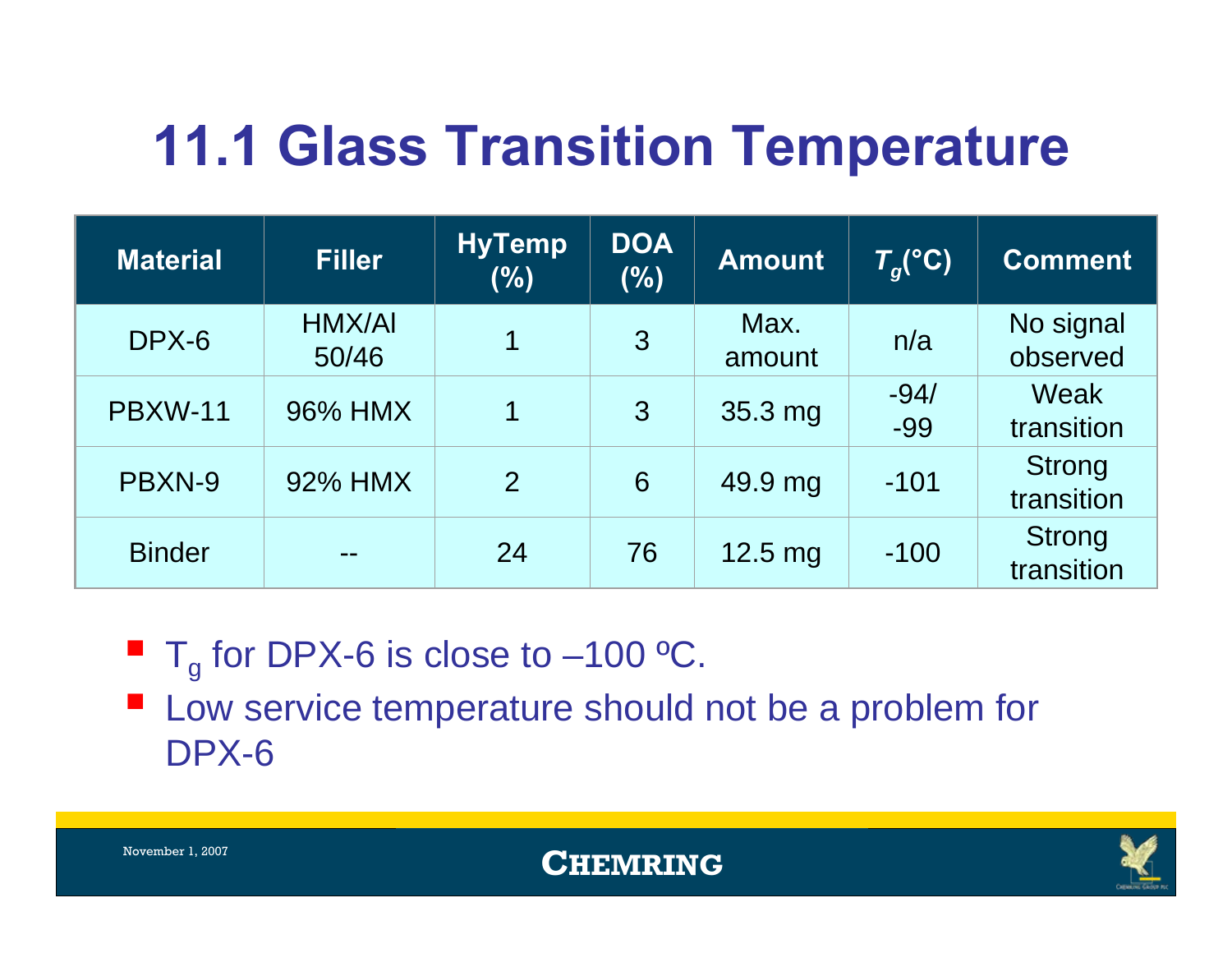# 11.1 Glass Transition Temperature

| Material | Filler | HyTemp (%) | DOA (%) | Amount | $T_g$(°C) | Comment |
|---|---|---|---|---|---|---|
| DPX-6 | HMX/Al 50/46 | 1 | 3 | Max. amount | n/a | No signal observed |
| PBXW-11 | 96% HMX | 1 | 3 | 35.3 mg | -94/ -99 | Weak transition |
| PBXN-9 | 92% HMX | 2 | 6 | 49.9 mg | -101 | Strong transition |
| Binder | -- | 24 | 76 | 12.5 mg | -100 | Strong transition |

- $T_g$ for DPX-6 is close to –100 ºC.
- Low service temperature should not be a problem for DPX-6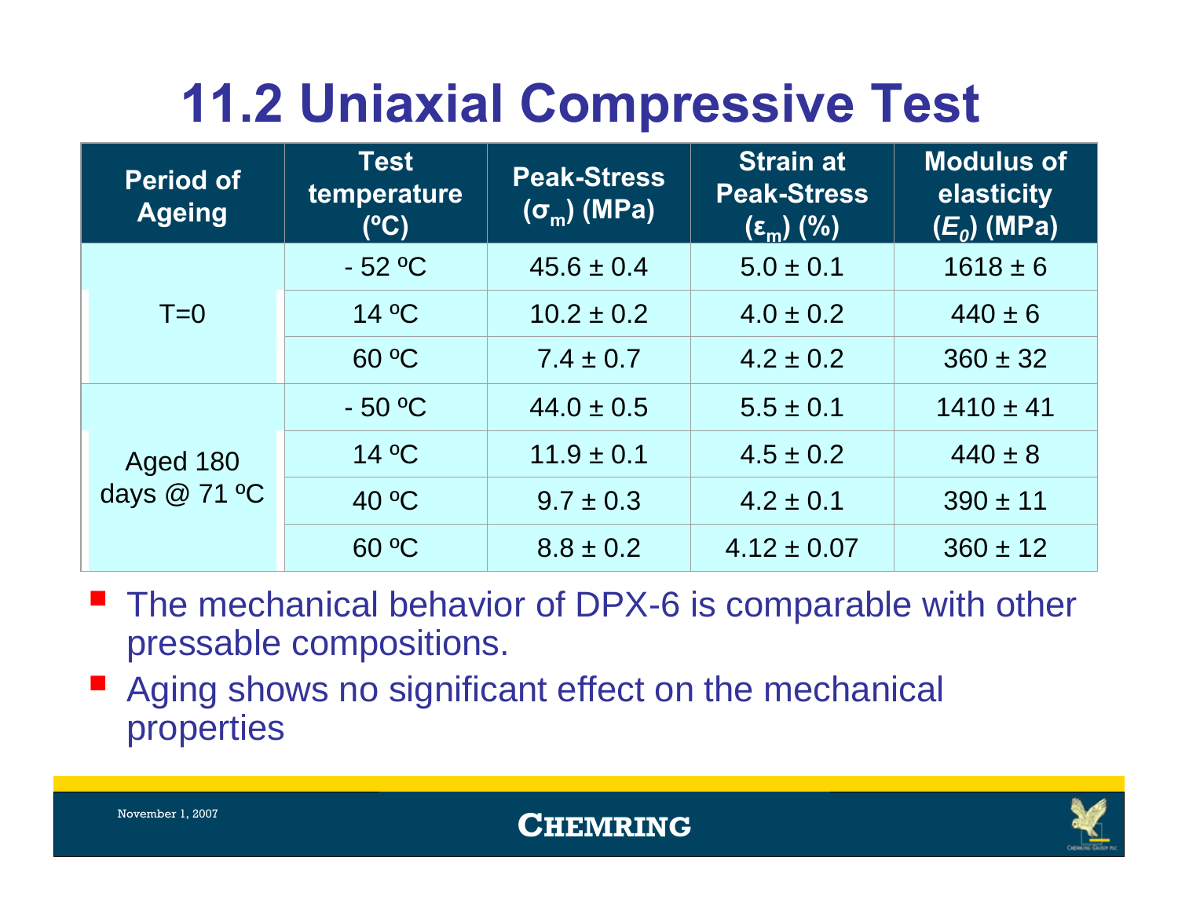# 11.2 Uniaxial Compressive Test

| Period of Ageing | Test temperature (ºC) | Peak-Stress ($\sigma_m$) (MPa) | Strain at Peak-Stress ($\varepsilon_m$) (%) | Modulus of elasticity ($E_0$) (MPa) |
|---|---|---|---|---|
| T=0 | - 52 ºC | 45.6 ± 0.4 | 5.0 ± 0.1 | 1618 ± 6 |
| | 14 ºC | 10.2 ± 0.2 | 4.0 ± 0.2 | 440 ± 6 |
| | 60 ºC | 7.4 ± 0.7 | 4.2 ± 0.2 | 360 ± 32 |
| Aged 180 days @ 71 ºC | - 50 ºC | 44.0 ± 0.5 | 5.5 ± 0.1 | 1410 ± 41 |
| | 14 ºC | 11.9 ± 0.1 | 4.5 ± 0.2 | 440 ± 8 |
| | 40 ºC | 9.7 ± 0.3 | 4.2 ± 0.1 | 390 ± 11 |
| | 60 ºC | 8.8 ± 0.2 | 4.12 ± 0.07 | 360 ± 12 |

- The mechanical behavior of DPX-6 is comparable with other pressable compositions.
- Aging shows no significant effect on the mechanical properties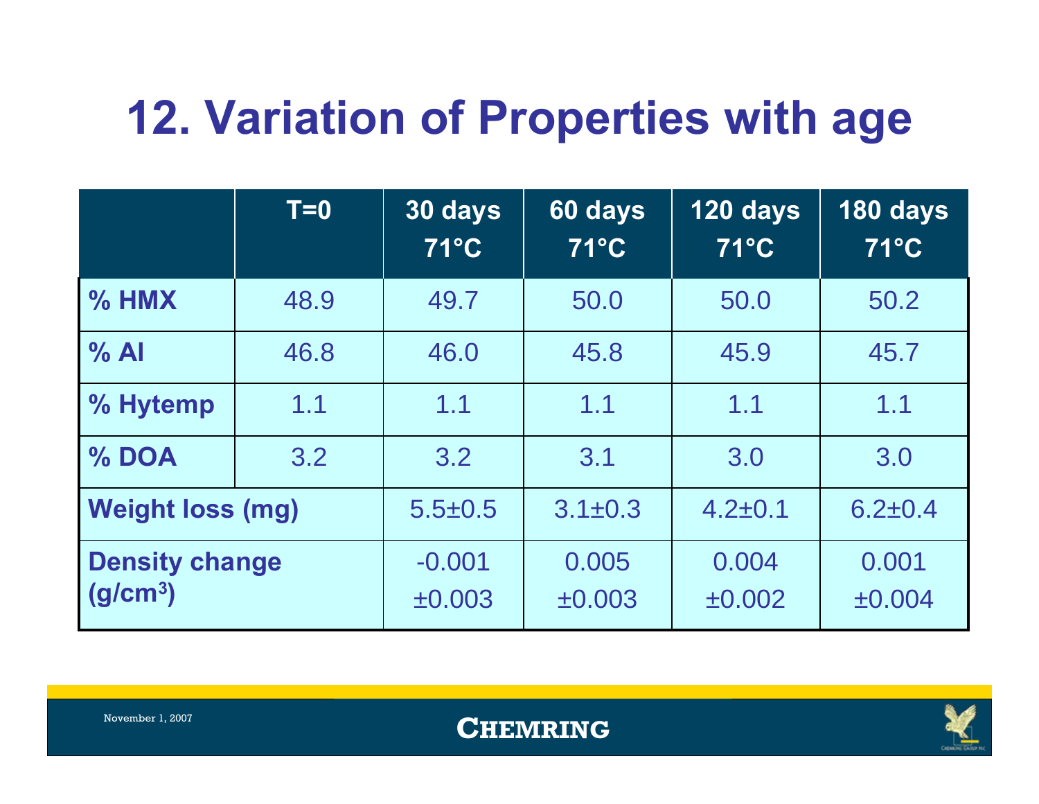# 12. Variation of Properties with age

| | T=0 | 30 days 71°C | 60 days 71°C | 120 days 71°C | 180 days 71°C |
|---|---|---|---|---|---|
| **% HMX** | 48.9 | 49.7 | 50.0 | 50.0 | 50.2 |
| **% Al** | 46.8 | 46.0 | 45.8 | 45.9 | 45.7 |
| **% Hytemp** | 1.1 | 1.1 | 1.1 | 1.1 | 1.1 |
| **% DOA** | 3.2 | 3.2 | 3.1 | 3.0 | 3.0 |
| **Weight loss (mg)** | | 5.5±0.5 | 3.1±0.3 | 4.2±0.1 | 6.2±0.4 |
| **Density change ($g/cm^3$)** | | -0.001 ±0.003 | 0.005 ±0.003 | 0.004 ±0.002 | 0.001 ±0.004 |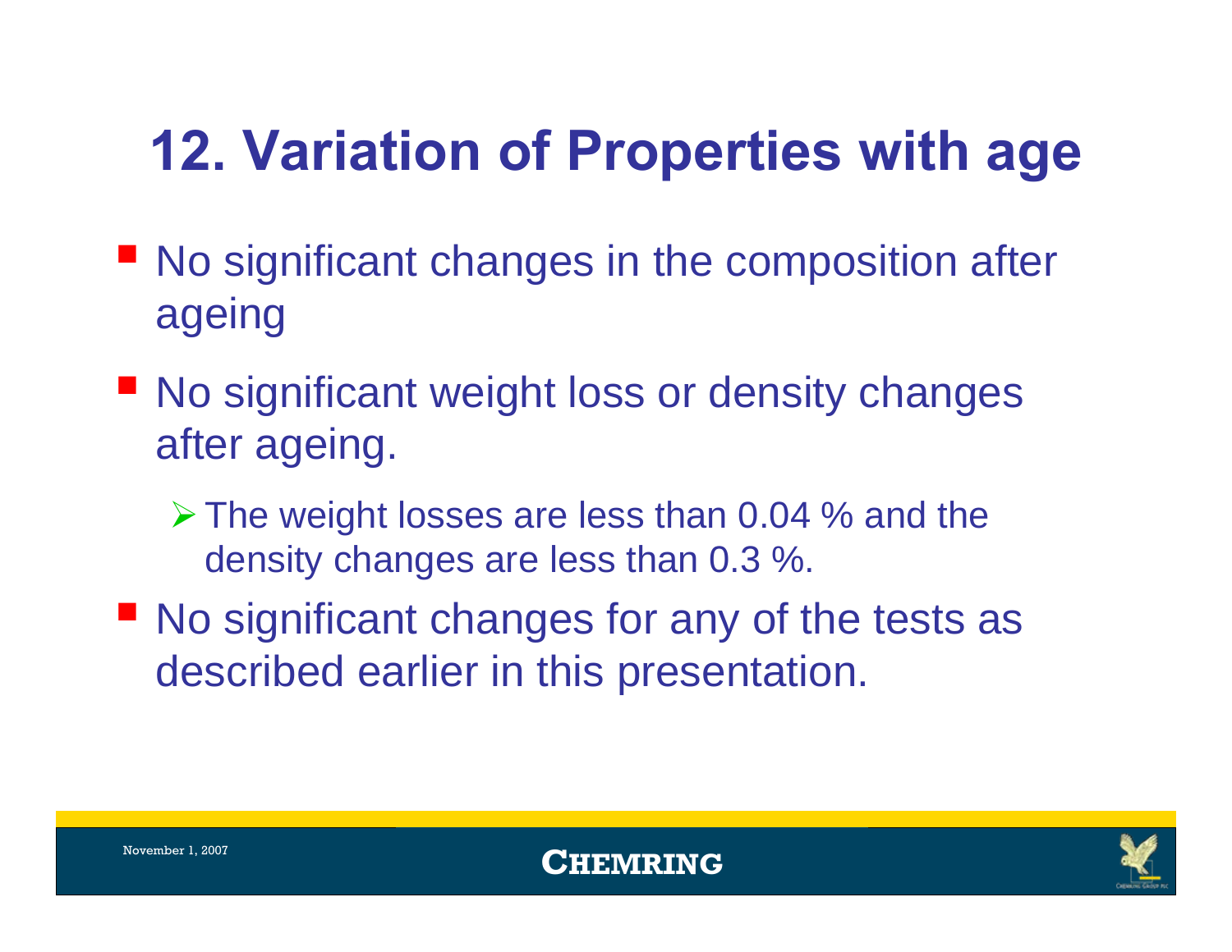# 12. Variation of Properties with age

- No significant changes in the composition after ageing
- No significant weight loss or density changes after ageing.
  - The weight losses are less than 0.04 % and the density changes are less than 0.3 %.
- No significant changes for any of the tests as described earlier in this presentation.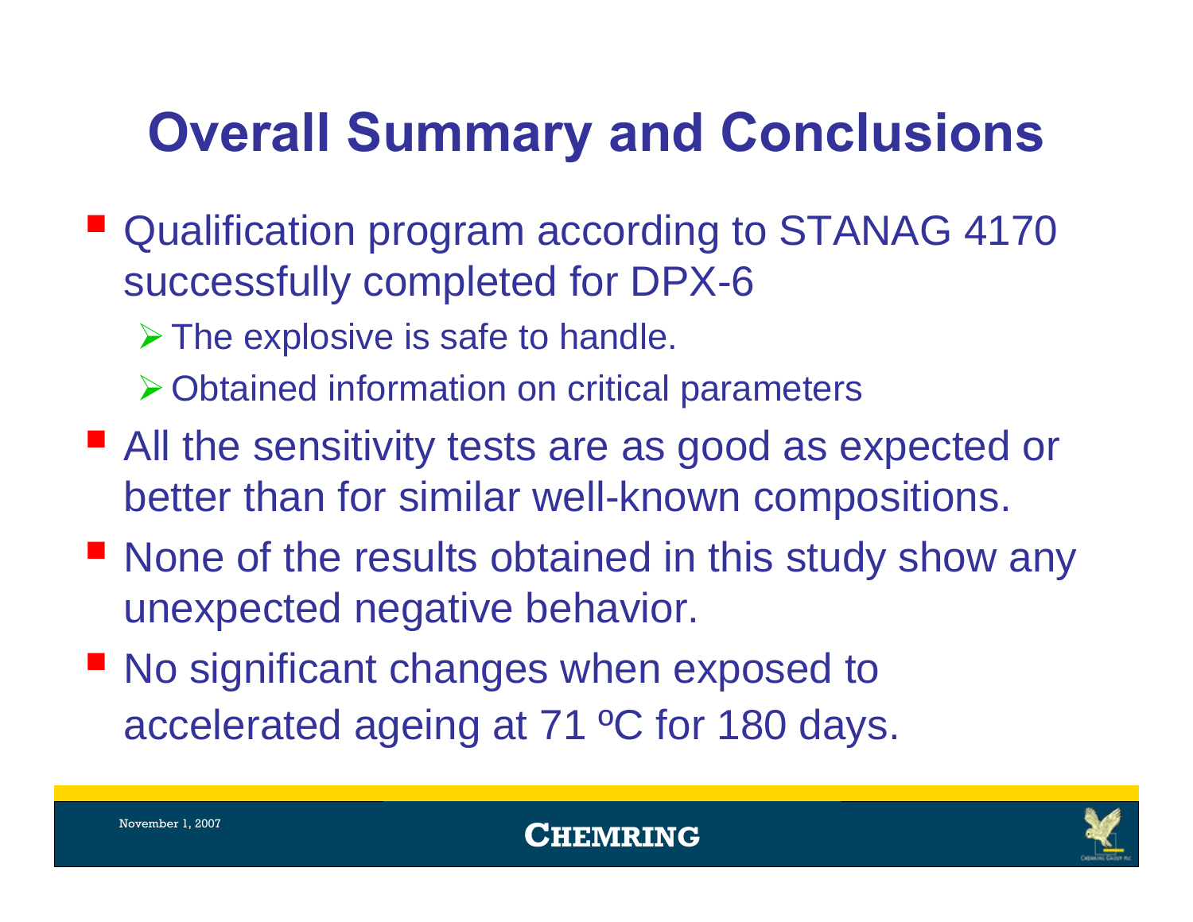# Overall Summary and Conclusions

- Qualification program according to STANAG 4170 successfully completed for DPX-6
  - The explosive is safe to handle.
  - Obtained information on critical parameters
- All the sensitivity tests are as good as expected or better than for similar well-known compositions.
- None of the results obtained in this study show any unexpected negative behavior.
- No significant changes when exposed to accelerated ageing at 71 ºC for 180 days.